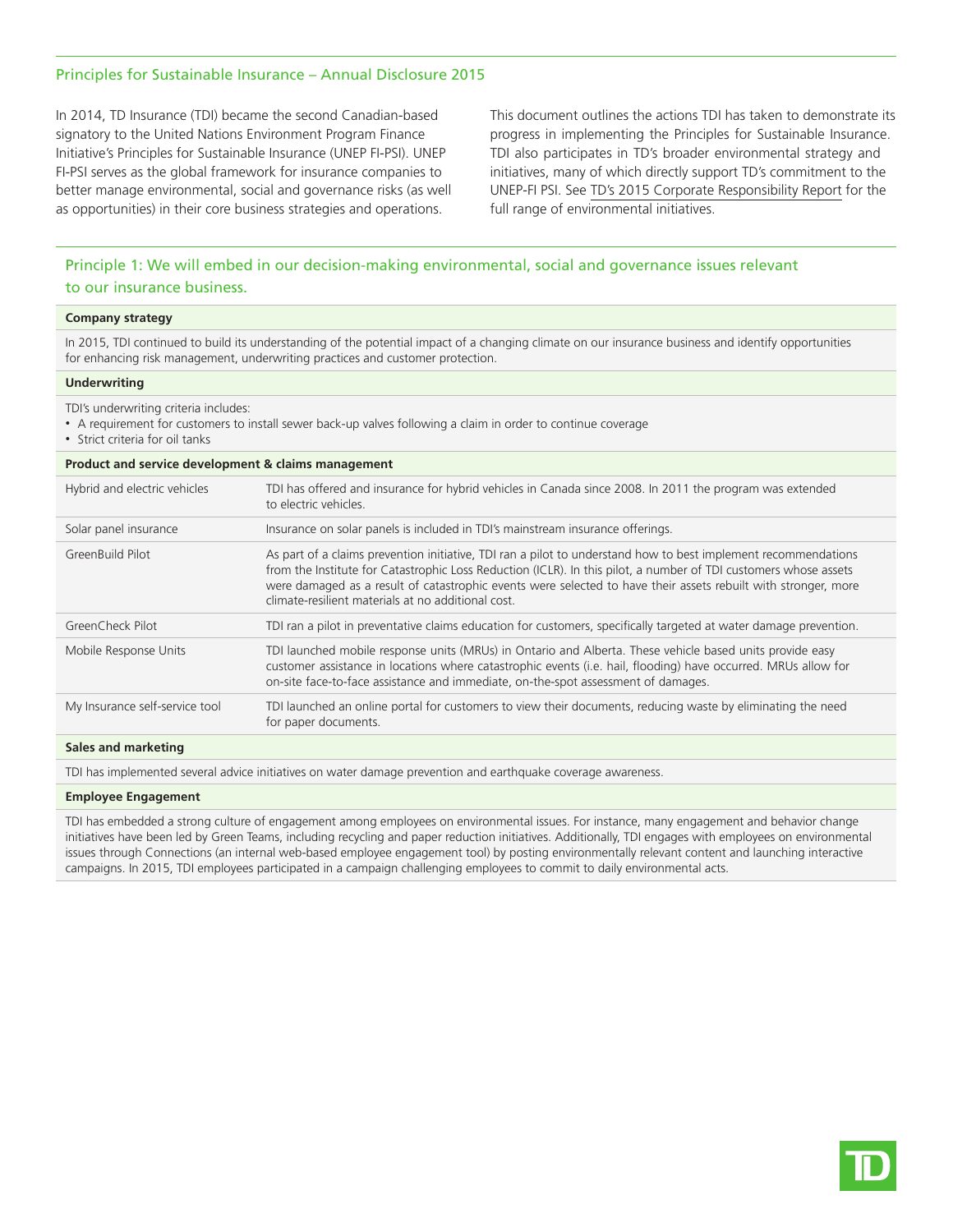## Principles for Sustainable Insurance – Annual Disclosure 2015

In 2014, TD Insurance (TDI) became the second Canadian-based signatory to the United Nations Environment Program Finance Initiative's Principles for Sustainable Insurance (UNEP FI-PSI). UNEP FI-PSI serves as the global framework for insurance companies to better manage environmental, social and governance risks (as well as opportunities) in their core business strategies and operations.

This document outlines the actions TDI has taken to demonstrate its progress in implementing the Principles for Sustainable Insurance. TDI also participates in TD's broader environmental strategy and initiatives, many of which directly support TD's commitment to the UNEP-FI PSI. See TD's 2015 Corporate Responsibility Report for the full range of environmental initiatives.

### Principle 1: We will embed in our decision-making environmental, social and governance issues relevant to our insurance business.

**Company strategy**

In 2015, TDI continued to build its understanding of the potential impact of a changing climate on our insurance business and identify opportunities for enhancing risk management, underwriting practices and customer protection.

**Underwriting**

TDI's underwriting criteria includes:

- A requirement for customers to install sewer back-up valves following a claim in order to continue coverage
- Strict criteria for oil tanks

**Product and service development & claims management**

| | |
|---|---|
| Hybrid and electric vehicles | TDI has offered and insurance for hybrid vehicles in Canada since 2008. In 2011 the program was extended to electric vehicles. |
| Solar panel insurance | Insurance on solar panels is included in TDI's mainstream insurance offerings. |
| GreenBuild Pilot | As part of a claims prevention initiative, TDI ran a pilot to understand how to best implement recommendations from the Institute for Catastrophic Loss Reduction (ICLR). In this pilot, a number of TDI customers whose assets were damaged as a result of catastrophic events were selected to have their assets rebuilt with stronger, more climate-resilient materials at no additional cost. |
| GreenCheck Pilot | TDI ran a pilot in preventative claims education for customers, specifically targeted at water damage prevention. |
| Mobile Response Units | TDI launched mobile response units (MRUs) in Ontario and Alberta. These vehicle based units provide easy customer assistance in locations where catastrophic events (i.e. hail, flooding) have occurred. MRUs allow for on-site face-to-face assistance and immediate, on-the-spot assessment of damages. |
| My Insurance self-service tool | TDI launched an online portal for customers to view their documents, reducing waste by eliminating the need for paper documents. |

**Sales and marketing**

TDI has implemented several advice initiatives on water damage prevention and earthquake coverage awareness.

**Employee Engagement**

TDI has embedded a strong culture of engagement among employees on environmental issues. For instance, many engagement and behavior change initiatives have been led by Green Teams, including recycling and paper reduction initiatives. Additionally, TDI engages with employees on environmental issues through Connections (an internal web-based employee engagement tool) by posting environmentally relevant content and launching interactive campaigns. In 2015, TDI employees participated in a campaign challenging employees to commit to daily environmental acts.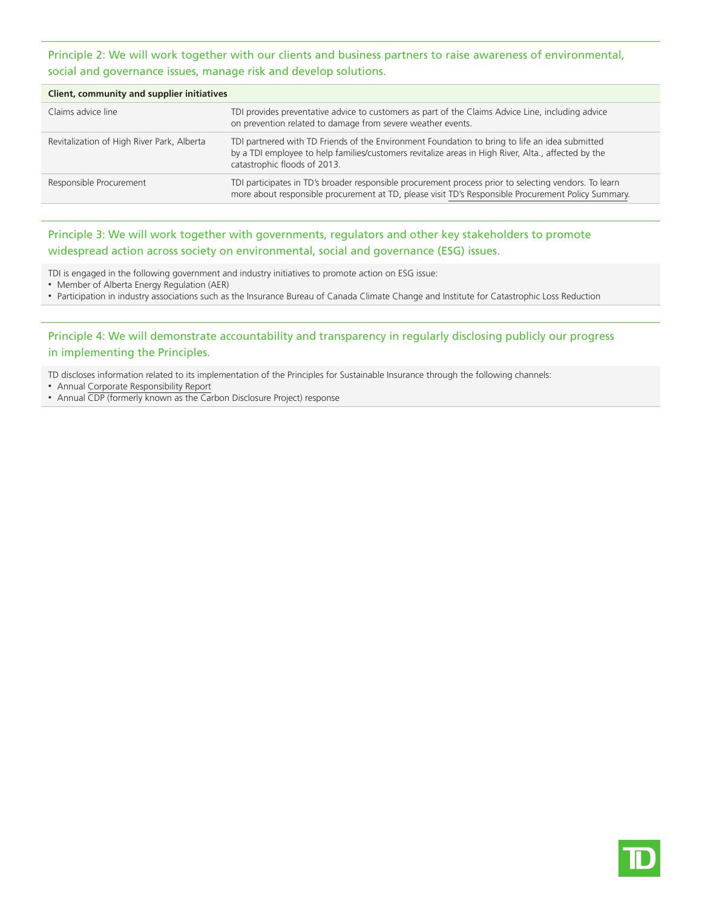## Principle 2: We will work together with our clients and business partners to raise awareness of environmental, social and governance issues, manage risk and develop solutions.

| **Client, community and supplier initiatives** | |
|---|---|
| Claims advice line | TDI provides preventative advice to customers as part of the Claims Advice Line, including advice on prevention related to damage from severe weather events. |
| Revitalization of High River Park, Alberta | TDI partnered with TD Friends of the Environment Foundation to bring to life an idea submitted by a TDI employee to help families/customers revitalize areas in High River, Alta., affected by the catastrophic floods of 2013. |
| Responsible Procurement | TDI participates in TD's broader responsible procurement process prior to selecting vendors. To learn more about responsible procurement at TD, please visit TD's Responsible Procurement Policy Summary. |

## Principle 3: We will work together with governments, regulators and other key stakeholders to promote widespread action across society on environmental, social and governance (ESG) issues.

TDI is engaged in the following government and industry initiatives to promote action on ESG issue:

- Member of Alberta Energy Regulation (AER)
- Participation in industry associations such as the Insurance Bureau of Canada Climate Change and Institute for Catastrophic Loss Reduction

## Principle 4: We will demonstrate accountability and transparency in regularly disclosing publicly our progress in implementing the Principles.

TD discloses information related to its implementation of the Principles for Sustainable Insurance through the following channels:

- Annual Corporate Responsibility Report
- Annual CDP (formerly known as the Carbon Disclosure Project) response